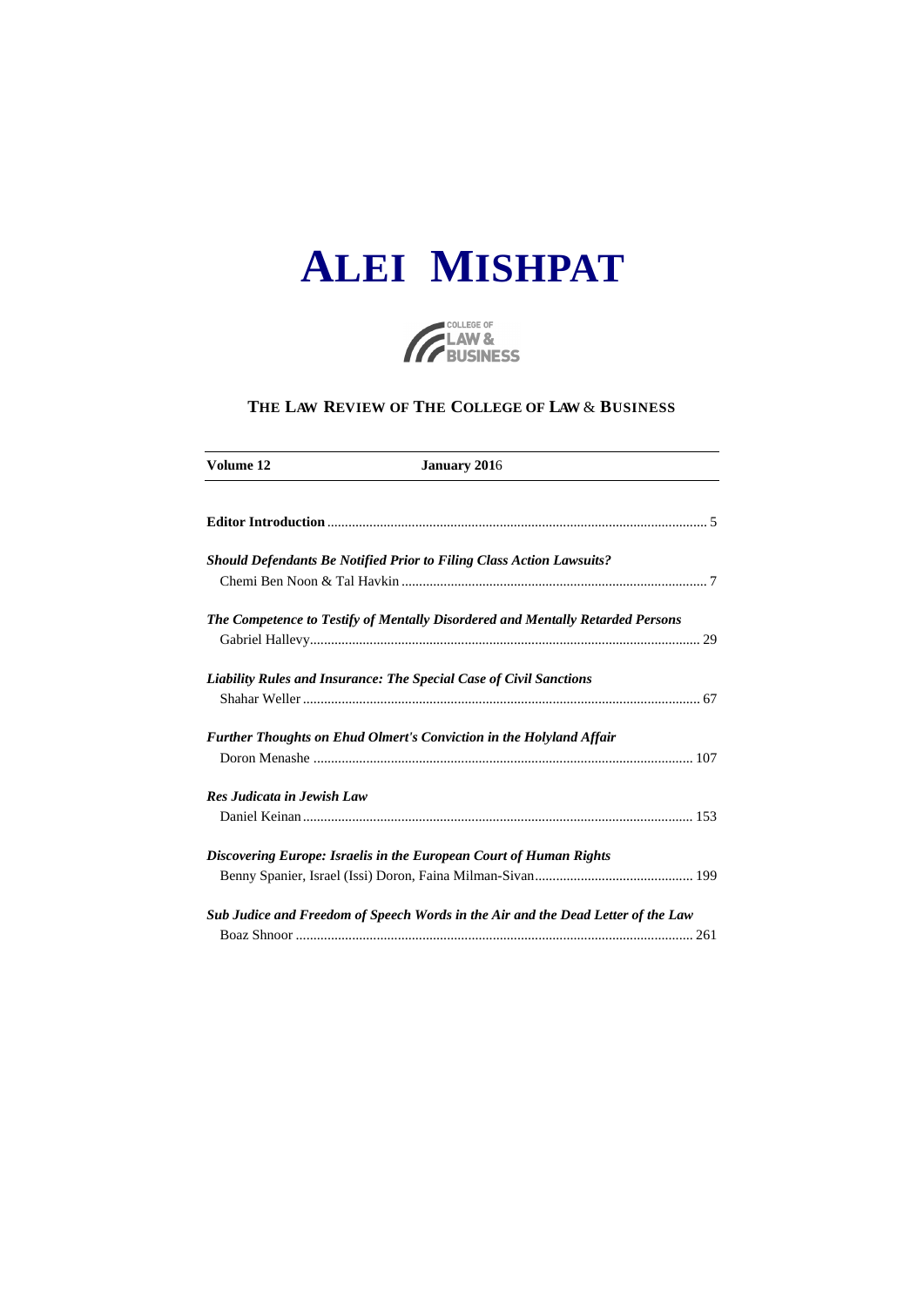# ALEI MISHPAT

COLLEGE OF LAW & BUSINESS

## THE LAW REVIEW OF THE COLLEGE OF LAW & BUSINESS

**Volume 12** **January 2016**

**Editor Introduction** .......... 5

***Should Defendants Be Notified Prior to Filing Class Action Lawsuits?***
Chemi Ben Noon & Tal Havkin .......... 7

***The Competence to Testify of Mentally Disordered and Mentally Retarded Persons***
Gabriel Hallevy .......... 29

***Liability Rules and Insurance: The Special Case of Civil Sanctions***
Shahar Weller .......... 67

***Further Thoughts on Ehud Olmert's Conviction in the Holyland Affair***
Doron Menashe .......... 107

***Res Judicata in Jewish Law***
Daniel Keinan .......... 153

***Discovering Europe: Israelis in the European Court of Human Rights***
Benny Spanier, Israel (Issi) Doron, Faina Milman-Sivan .......... 199

***Sub Judice and Freedom of Speech Words in the Air and the Dead Letter of the Law***
Boaz Shnoor .......... 261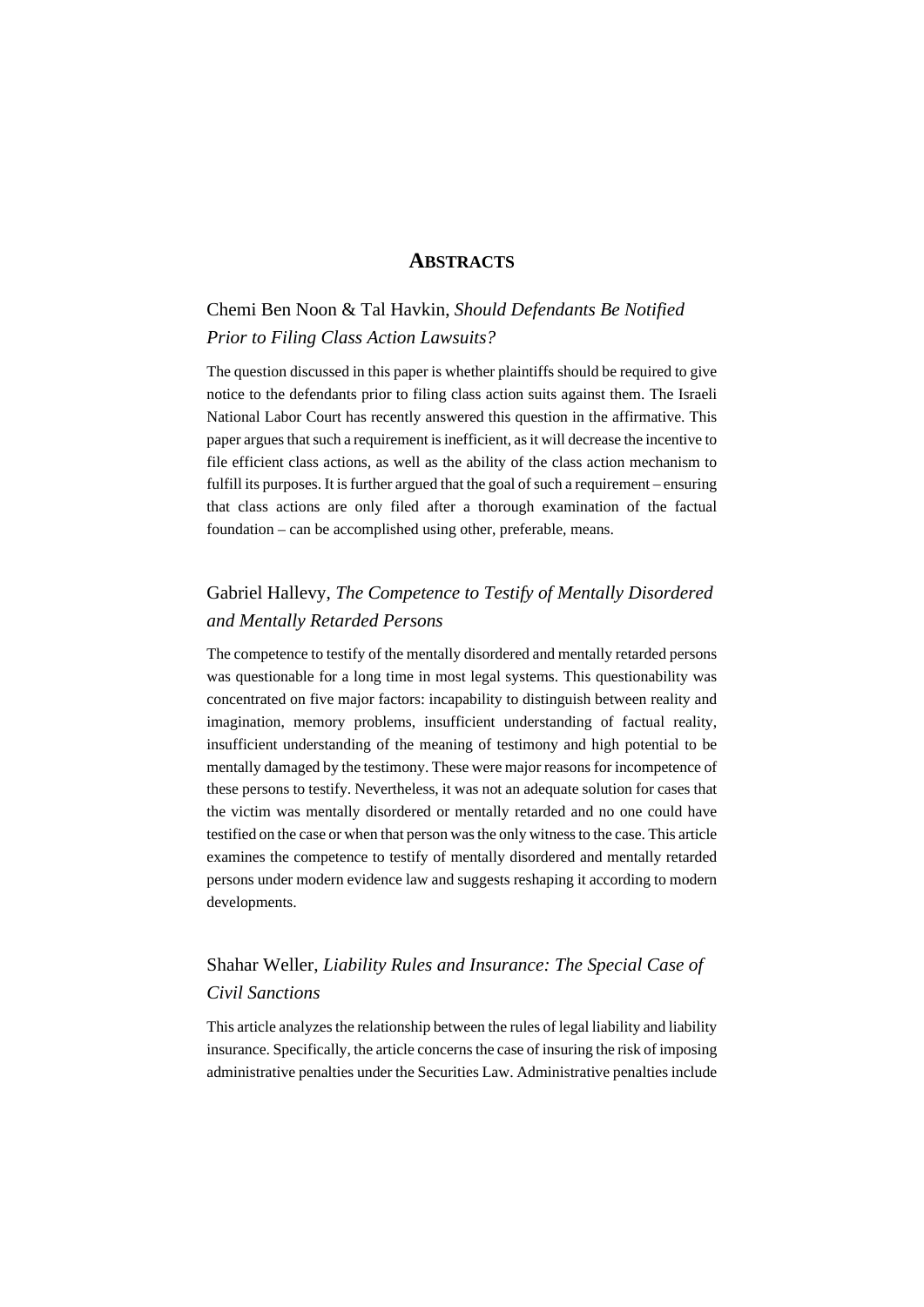# ABSTRACTS

## Chemi Ben Noon & Tal Havkin, *Should Defendants Be Notified Prior to Filing Class Action Lawsuits?*

The question discussed in this paper is whether plaintiffs should be required to give notice to the defendants prior to filing class action suits against them. The Israeli National Labor Court has recently answered this question in the affirmative. This paper argues that such a requirement is inefficient, as it will decrease the incentive to file efficient class actions, as well as the ability of the class action mechanism to fulfill its purposes. It is further argued that the goal of such a requirement – ensuring that class actions are only filed after a thorough examination of the factual foundation – can be accomplished using other, preferable, means.

## Gabriel Hallevy, *The Competence to Testify of Mentally Disordered and Mentally Retarded Persons*

The competence to testify of the mentally disordered and mentally retarded persons was questionable for a long time in most legal systems. This questionability was concentrated on five major factors: incapability to distinguish between reality and imagination, memory problems, insufficient understanding of factual reality, insufficient understanding of the meaning of testimony and high potential to be mentally damaged by the testimony. These were major reasons for incompetence of these persons to testify. Nevertheless, it was not an adequate solution for cases that the victim was mentally disordered or mentally retarded and no one could have testified on the case or when that person was the only witness to the case. This article examines the competence to testify of mentally disordered and mentally retarded persons under modern evidence law and suggests reshaping it according to modern developments.

## Shahar Weller, *Liability Rules and Insurance: The Special Case of Civil Sanctions*

This article analyzes the relationship between the rules of legal liability and liability insurance. Specifically, the article concerns the case of insuring the risk of imposing administrative penalties under the Securities Law. Administrative penalties include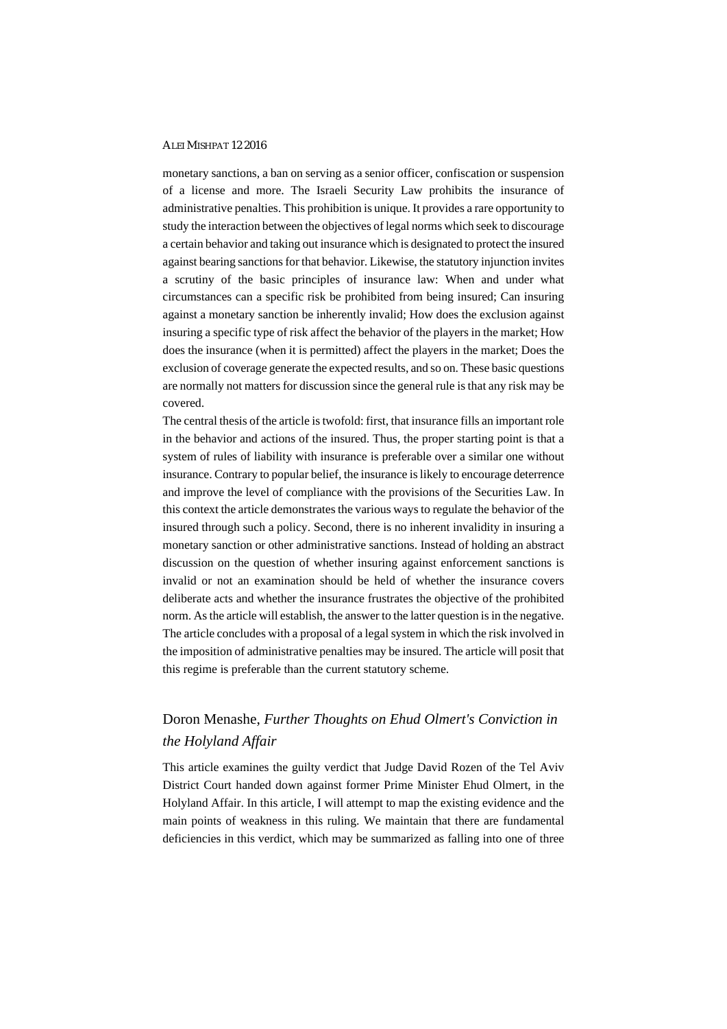monetary sanctions, a ban on serving as a senior officer, confiscation or suspension of a license and more. The Israeli Security Law prohibits the insurance of administrative penalties. This prohibition is unique. It provides a rare opportunity to study the interaction between the objectives of legal norms which seek to discourage a certain behavior and taking out insurance which is designated to protect the insured against bearing sanctions for that behavior. Likewise, the statutory injunction invites a scrutiny of the basic principles of insurance law: When and under what circumstances can a specific risk be prohibited from being insured; Can insuring against a monetary sanction be inherently invalid; How does the exclusion against insuring a specific type of risk affect the behavior of the players in the market; How does the insurance (when it is permitted) affect the players in the market; Does the exclusion of coverage generate the expected results, and so on. These basic questions are normally not matters for discussion since the general rule is that any risk may be covered.

The central thesis of the article is twofold: first, that insurance fills an important role in the behavior and actions of the insured. Thus, the proper starting point is that a system of rules of liability with insurance is preferable over a similar one without insurance. Contrary to popular belief, the insurance is likely to encourage deterrence and improve the level of compliance with the provisions of the Securities Law. In this context the article demonstrates the various ways to regulate the behavior of the insured through such a policy. Second, there is no inherent invalidity in insuring a monetary sanction or other administrative sanctions. Instead of holding an abstract discussion on the question of whether insuring against enforcement sanctions is invalid or not an examination should be held of whether the insurance covers deliberate acts and whether the insurance frustrates the objective of the prohibited norm. As the article will establish, the answer to the latter question is in the negative. The article concludes with a proposal of a legal system in which the risk involved in the imposition of administrative penalties may be insured. The article will posit that this regime is preferable than the current statutory scheme.

## Doron Menashe, *Further Thoughts on Ehud Olmert's Conviction in the Holyland Affair*

This article examines the guilty verdict that Judge David Rozen of the Tel Aviv District Court handed down against former Prime Minister Ehud Olmert, in the Holyland Affair. In this article, I will attempt to map the existing evidence and the main points of weakness in this ruling. We maintain that there are fundamental deficiencies in this verdict, which may be summarized as falling into one of three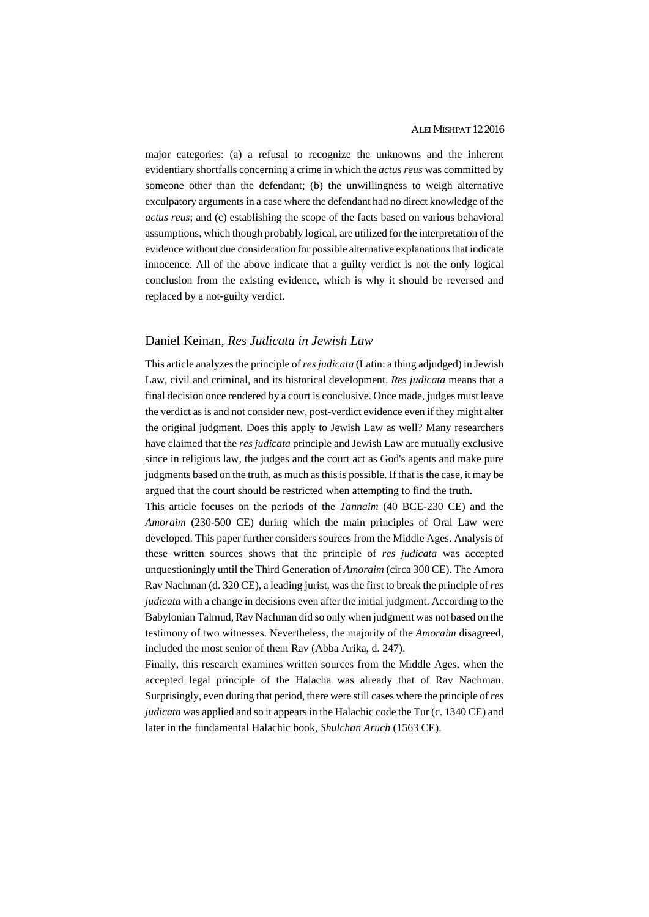major categories: (a) a refusal to recognize the unknowns and the inherent evidentiary shortfalls concerning a crime in which the *actus reus* was committed by someone other than the defendant; (b) the unwillingness to weigh alternative exculpatory arguments in a case where the defendant had no direct knowledge of the *actus reus*; and (c) establishing the scope of the facts based on various behavioral assumptions, which though probably logical, are utilized for the interpretation of the evidence without due consideration for possible alternative explanations that indicate innocence. All of the above indicate that a guilty verdict is not the only logical conclusion from the existing evidence, which is why it should be reversed and replaced by a not-guilty verdict.

## Daniel Keinan, *Res Judicata in Jewish Law*

This article analyzes the principle of *res judicata* (Latin: a thing adjudged) in Jewish Law, civil and criminal, and its historical development. *Res judicata* means that a final decision once rendered by a court is conclusive. Once made, judges must leave the verdict as is and not consider new, post-verdict evidence even if they might alter the original judgment. Does this apply to Jewish Law as well? Many researchers have claimed that the *res judicata* principle and Jewish Law are mutually exclusive since in religious law, the judges and the court act as God's agents and make pure judgments based on the truth, as much as this is possible. If that is the case, it may be argued that the court should be restricted when attempting to find the truth.

This article focuses on the periods of the *Tannaim* (40 BCE-230 CE) and the *Amoraim* (230-500 CE) during which the main principles of Oral Law were developed. This paper further considers sources from the Middle Ages. Analysis of these written sources shows that the principle of *res judicata* was accepted unquestioningly until the Third Generation of *Amoraim* (circa 300 CE). The Amora Rav Nachman (d. 320 CE), a leading jurist, was the first to break the principle of *res judicata* with a change in decisions even after the initial judgment. According to the Babylonian Talmud, Rav Nachman did so only when judgment was not based on the testimony of two witnesses. Nevertheless, the majority of the *Amoraim* disagreed, included the most senior of them Rav (Abba Arika, d. 247).

Finally, this research examines written sources from the Middle Ages, when the accepted legal principle of the Halacha was already that of Rav Nachman. Surprisingly, even during that period, there were still cases where the principle of *res judicata* was applied and so it appears in the Halachic code the Tur (c. 1340 CE) and later in the fundamental Halachic book, *Shulchan Aruch* (1563 CE).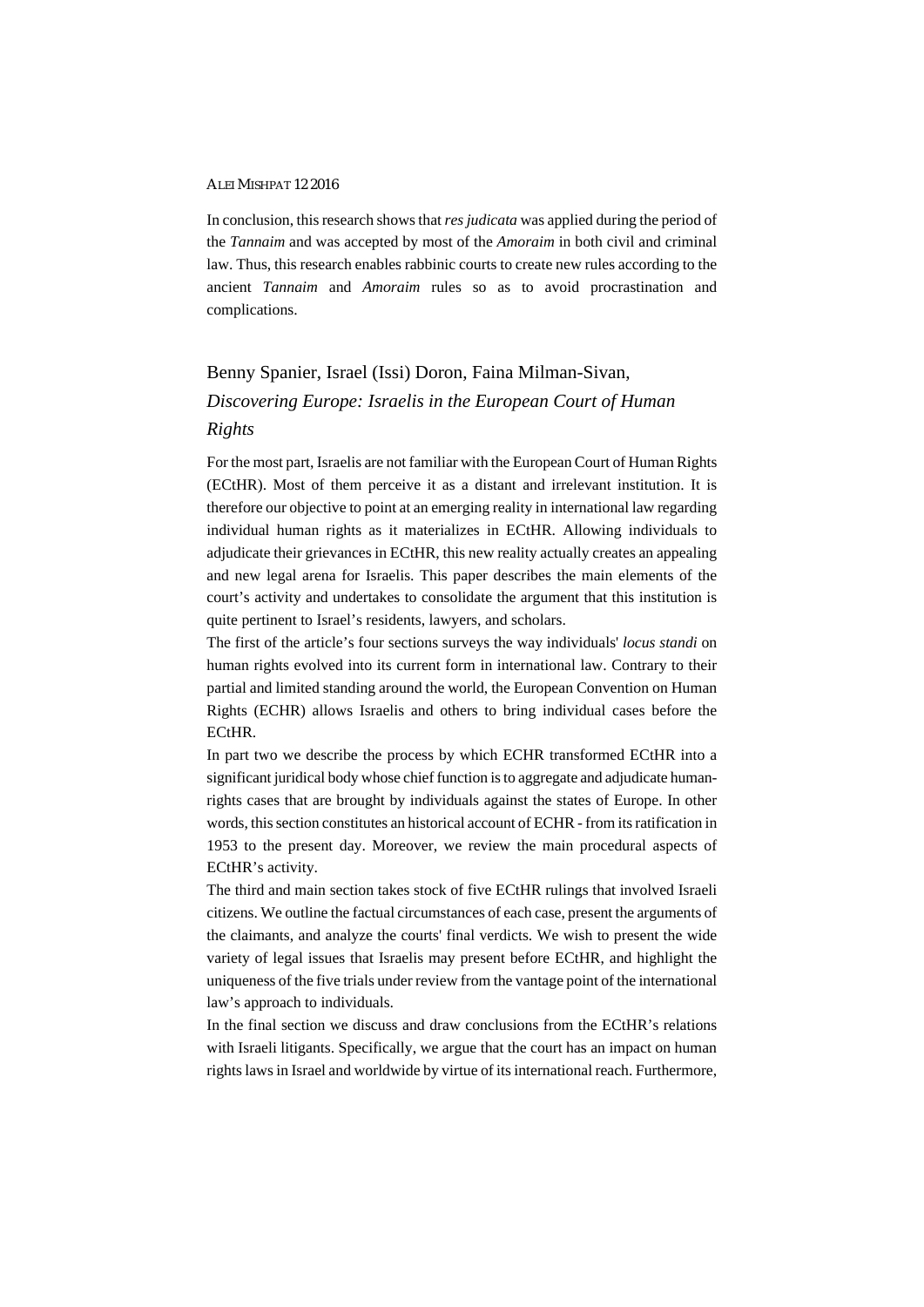In conclusion, this research shows that *res judicata* was applied during the period of the *Tannaim* and was accepted by most of the *Amoraim* in both civil and criminal law. Thus, this research enables rabbinic courts to create new rules according to the ancient *Tannaim* and *Amoraim* rules so as to avoid procrastination and complications.

## Benny Spanier, Israel (Issi) Doron, Faina Milman-Sivan, *Discovering Europe: Israelis in the European Court of Human Rights*

For the most part, Israelis are not familiar with the European Court of Human Rights (ECtHR). Most of them perceive it as a distant and irrelevant institution. It is therefore our objective to point at an emerging reality in international law regarding individual human rights as it materializes in ECtHR. Allowing individuals to adjudicate their grievances in ECtHR, this new reality actually creates an appealing and new legal arena for Israelis. This paper describes the main elements of the court's activity and undertakes to consolidate the argument that this institution is quite pertinent to Israel's residents, lawyers, and scholars.

The first of the article's four sections surveys the way individuals' *locus standi* on human rights evolved into its current form in international law. Contrary to their partial and limited standing around the world, the European Convention on Human Rights (ECHR) allows Israelis and others to bring individual cases before the ECtHR.

In part two we describe the process by which ECHR transformed ECtHR into a significant juridical body whose chief function is to aggregate and adjudicate human-rights cases that are brought by individuals against the states of Europe. In other words, this section constitutes an historical account of ECHR - from its ratification in 1953 to the present day. Moreover, we review the main procedural aspects of ECtHR's activity.

The third and main section takes stock of five ECtHR rulings that involved Israeli citizens. We outline the factual circumstances of each case, present the arguments of the claimants, and analyze the courts' final verdicts. We wish to present the wide variety of legal issues that Israelis may present before ECtHR, and highlight the uniqueness of the five trials under review from the vantage point of the international law's approach to individuals.

In the final section we discuss and draw conclusions from the ECtHR's relations with Israeli litigants. Specifically, we argue that the court has an impact on human rights laws in Israel and worldwide by virtue of its international reach. Furthermore,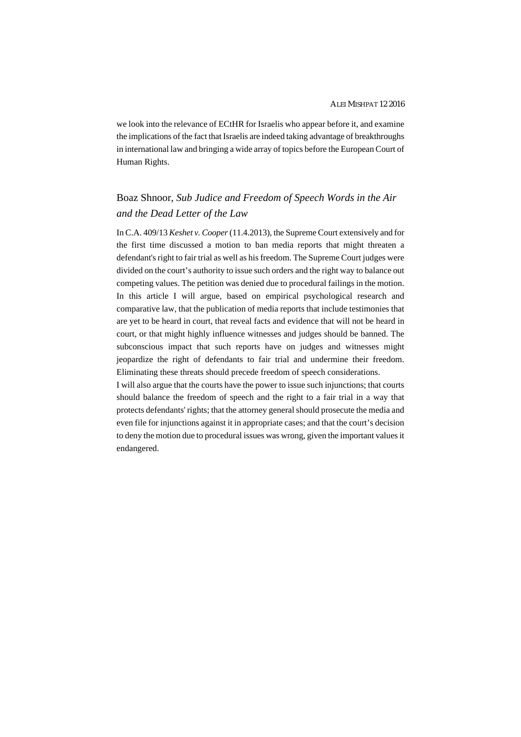we look into the relevance of ECtHR for Israelis who appear before it, and examine the implications of the fact that Israelis are indeed taking advantage of breakthroughs in international law and bringing a wide array of topics before the European Court of Human Rights.

## Boaz Shnoor, *Sub Judice and Freedom of Speech Words in the Air and the Dead Letter of the Law*

In C.A. 409/13 *Keshet v. Cooper* (11.4.2013), the Supreme Court extensively and for the first time discussed a motion to ban media reports that might threaten a defendant's right to fair trial as well as his freedom. The Supreme Court judges were divided on the court's authority to issue such orders and the right way to balance out competing values. The petition was denied due to procedural failings in the motion. In this article I will argue, based on empirical psychological research and comparative law, that the publication of media reports that include testimonies that are yet to be heard in court, that reveal facts and evidence that will not be heard in court, or that might highly influence witnesses and judges should be banned. The subconscious impact that such reports have on judges and witnesses might jeopardize the right of defendants to fair trial and undermine their freedom. Eliminating these threats should precede freedom of speech considerations.

I will also argue that the courts have the power to issue such injunctions; that courts should balance the freedom of speech and the right to a fair trial in a way that protects defendants' rights; that the attorney general should prosecute the media and even file for injunctions against it in appropriate cases; and that the court's decision to deny the motion due to procedural issues was wrong, given the important values it endangered.